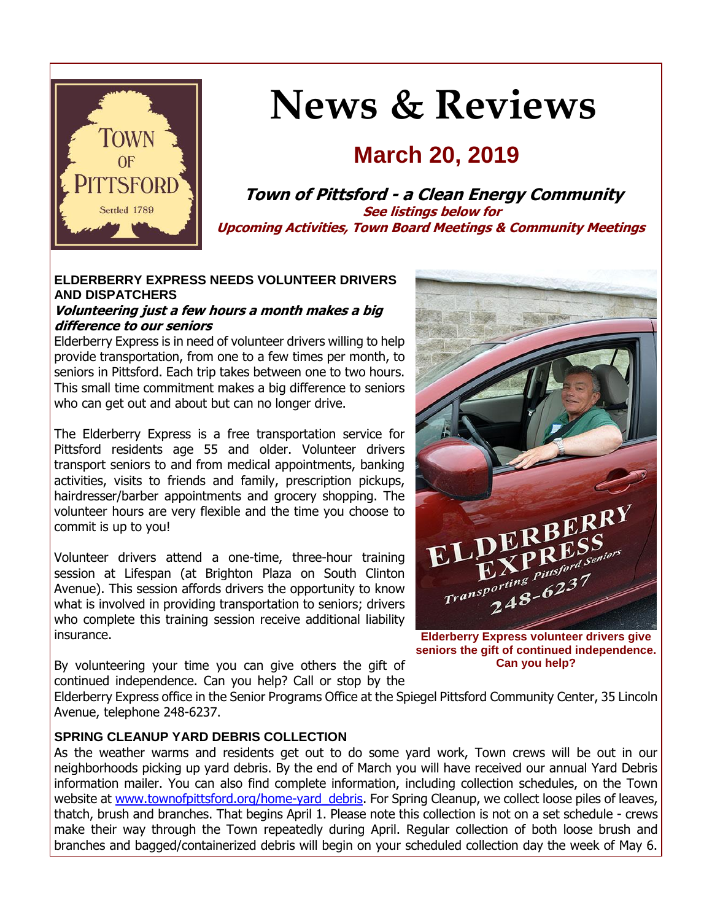# News & Reviews

## March 20, 2019

**Town of Pittsford - a Clean Energy Community**

**See listings below for**
**Upcoming Activities, Town Board Meetings & Community Meetings**

### ELDERBERRY EXPRESS NEEDS VOLUNTEER DRIVERS AND DISPATCHERS

***Volunteering just a few hours a month makes a big difference to our seniors***

Elderberry Express is in need of volunteer drivers willing to help provide transportation, from one to a few times per month, to seniors in Pittsford. Each trip takes between one to two hours. This small time commitment makes a big difference to seniors who can get out and about but can no longer drive.

The Elderberry Express is a free transportation service for Pittsford residents age 55 and older. Volunteer drivers transport seniors to and from medical appointments, banking activities, visits to friends and family, prescription pickups, hairdresser/barber appointments and grocery shopping. The volunteer hours are very flexible and the time you choose to commit is up to you!

Volunteer drivers attend a one-time, three-hour training session at Lifespan (at Brighton Plaza on South Clinton Avenue). This session affords drivers the opportunity to know what is involved in providing transportation to seniors; drivers who complete this training session receive additional liability insurance.

**Elderberry Express volunteer drivers give seniors the gift of continued independence. Can you help?**

By volunteering your time you can give others the gift of continued independence. Can you help? Call or stop by the Elderberry Express office in the Senior Programs Office at the Spiegel Pittsford Community Center, 35 Lincoln Avenue, telephone 248-6237.

### SPRING CLEANUP YARD DEBRIS COLLECTION

As the weather warms and residents get out to do some yard work, Town crews will be out in our neighborhoods picking up yard debris. By the end of March you will have received our annual Yard Debris information mailer. You can also find complete information, including collection schedules, on the Town website at [www.townofpittsford.org/home-yard_debris](www.townofpittsford.org/home-yard_debris). For Spring Cleanup, we collect loose piles of leaves, thatch, brush and branches. That begins April 1. Please note this collection is not on a set schedule - crews make their way through the Town repeatedly during April. Regular collection of both loose brush and branches and bagged/containerized debris will begin on your scheduled collection day the week of May 6.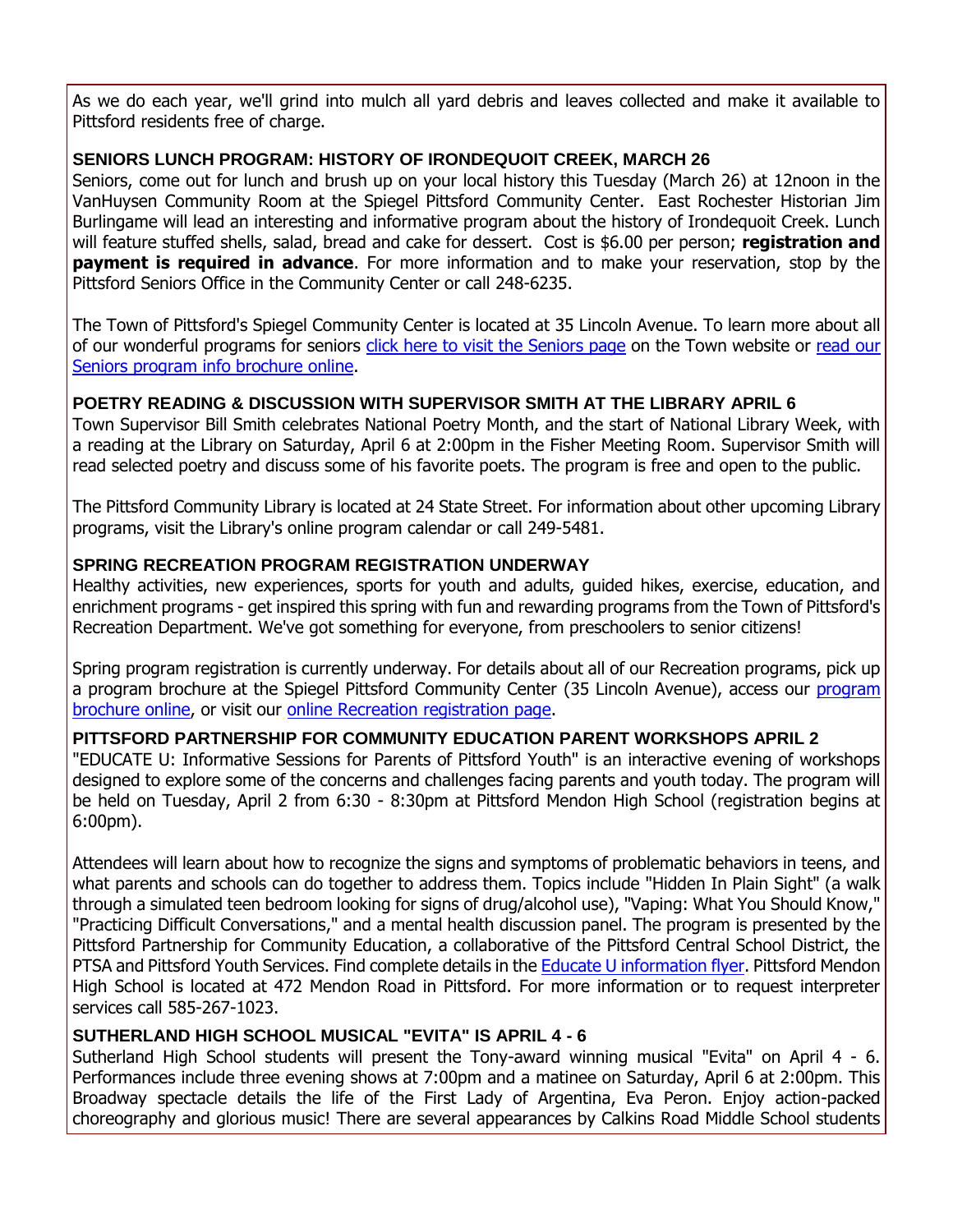As we do each year, we'll grind into mulch all yard debris and leaves collected and make it available to Pittsford residents free of charge.

### SENIORS LUNCH PROGRAM: HISTORY OF IRONDEQUOIT CREEK, MARCH 26

Seniors, come out for lunch and brush up on your local history this Tuesday (March 26) at 12noon in the VanHuysen Community Room at the Spiegel Pittsford Community Center. East Rochester Historian Jim Burlingame will lead an interesting and informative program about the history of Irondequoit Creek. Lunch will feature stuffed shells, salad, bread and cake for dessert. Cost is $6.00 per person; **registration and payment is required in advance**. For more information and to make your reservation, stop by the Pittsford Seniors Office in the Community Center or call 248-6235.

The Town of Pittsford's Spiegel Community Center is located at 35 Lincoln Avenue. To learn more about all of our wonderful programs for seniors click here to visit the Seniors page on the Town website or read our Seniors program info brochure online.

### POETRY READING & DISCUSSION WITH SUPERVISOR SMITH AT THE LIBRARY APRIL 6

Town Supervisor Bill Smith celebrates National Poetry Month, and the start of National Library Week, with a reading at the Library on Saturday, April 6 at 2:00pm in the Fisher Meeting Room. Supervisor Smith will read selected poetry and discuss some of his favorite poets. The program is free and open to the public.

The Pittsford Community Library is located at 24 State Street. For information about other upcoming Library programs, visit the Library's online program calendar or call 249-5481.

### SPRING RECREATION PROGRAM REGISTRATION UNDERWAY

Healthy activities, new experiences, sports for youth and adults, guided hikes, exercise, education, and enrichment programs - get inspired this spring with fun and rewarding programs from the Town of Pittsford's Recreation Department. We've got something for everyone, from preschoolers to senior citizens!

Spring program registration is currently underway. For details about all of our Recreation programs, pick up a program brochure at the Spiegel Pittsford Community Center (35 Lincoln Avenue), access our program brochure online, or visit our online Recreation registration page.

### PITTSFORD PARTNERSHIP FOR COMMUNITY EDUCATION PARENT WORKSHOPS APRIL 2

"EDUCATE U: Informative Sessions for Parents of Pittsford Youth" is an interactive evening of workshops designed to explore some of the concerns and challenges facing parents and youth today. The program will be held on Tuesday, April 2 from 6:30 - 8:30pm at Pittsford Mendon High School (registration begins at 6:00pm).

Attendees will learn about how to recognize the signs and symptoms of problematic behaviors in teens, and what parents and schools can do together to address them. Topics include "Hidden In Plain Sight" (a walk through a simulated teen bedroom looking for signs of drug/alcohol use), "Vaping: What You Should Know," "Practicing Difficult Conversations," and a mental health discussion panel. The program is presented by the Pittsford Partnership for Community Education, a collaborative of the Pittsford Central School District, the PTSA and Pittsford Youth Services. Find complete details in the Educate U information flyer. Pittsford Mendon High School is located at 472 Mendon Road in Pittsford. For more information or to request interpreter services call 585-267-1023.

### SUTHERLAND HIGH SCHOOL MUSICAL "EVITA" IS APRIL 4 - 6

Sutherland High School students will present the Tony-award winning musical "Evita" on April 4 - 6. Performances include three evening shows at 7:00pm and a matinee on Saturday, April 6 at 2:00pm. This Broadway spectacle details the life of the First Lady of Argentina, Eva Peron. Enjoy action-packed choreography and glorious music! There are several appearances by Calkins Road Middle School students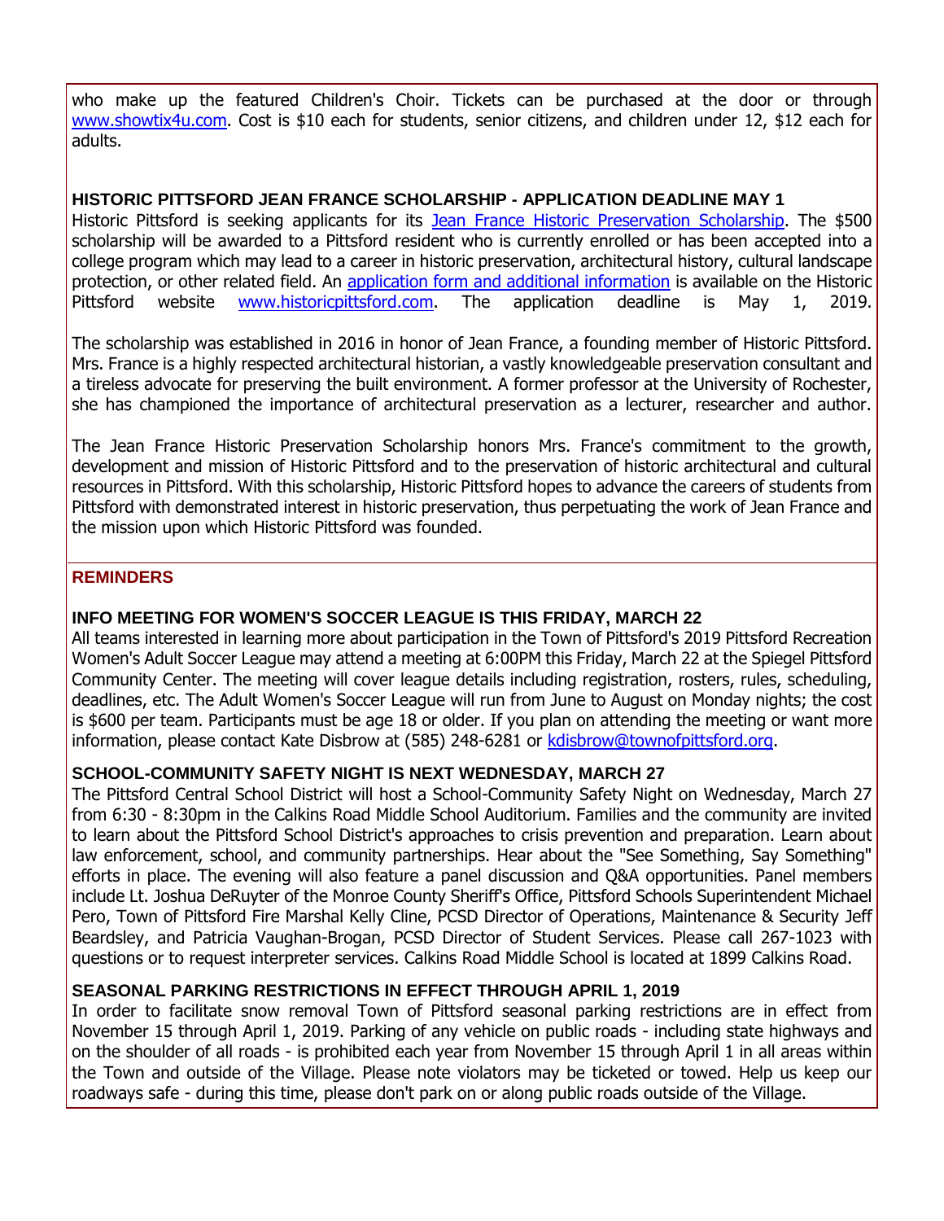who make up the featured Children's Choir. Tickets can be purchased at the door or through www.showtix4u.com. Cost is $10 each for students, senior citizens, and children under 12, $12 each for adults.

### HISTORIC PITTSFORD JEAN FRANCE SCHOLARSHIP - APPLICATION DEADLINE MAY 1

Historic Pittsford is seeking applicants for its Jean France Historic Preservation Scholarship. The $500 scholarship will be awarded to a Pittsford resident who is currently enrolled or has been accepted into a college program which may lead to a career in historic preservation, architectural history, cultural landscape protection, or other related field. An application form and additional information is available on the Historic Pittsford website www.historicpittsford.com. The application deadline is May 1, 2019.

The scholarship was established in 2016 in honor of Jean France, a founding member of Historic Pittsford. Mrs. France is a highly respected architectural historian, a vastly knowledgeable preservation consultant and a tireless advocate for preserving the built environment. A former professor at the University of Rochester, she has championed the importance of architectural preservation as a lecturer, researcher and author.

The Jean France Historic Preservation Scholarship honors Mrs. France's commitment to the growth, development and mission of Historic Pittsford and to the preservation of historic architectural and cultural resources in Pittsford. With this scholarship, Historic Pittsford hopes to advance the careers of students from Pittsford with demonstrated interest in historic preservation, thus perpetuating the work of Jean France and the mission upon which Historic Pittsford was founded.

## REMINDERS

### INFO MEETING FOR WOMEN'S SOCCER LEAGUE IS THIS FRIDAY, MARCH 22

All teams interested in learning more about participation in the Town of Pittsford's 2019 Pittsford Recreation Women's Adult Soccer League may attend a meeting at 6:00PM this Friday, March 22 at the Spiegel Pittsford Community Center. The meeting will cover league details including registration, rosters, rules, scheduling, deadlines, etc. The Adult Women's Soccer League will run from June to August on Monday nights; the cost is $600 per team. Participants must be age 18 or older. If you plan on attending the meeting or want more information, please contact Kate Disbrow at (585) 248-6281 or kdisbrow@townofpittsford.org.

### SCHOOL-COMMUNITY SAFETY NIGHT IS NEXT WEDNESDAY, MARCH 27

The Pittsford Central School District will host a School-Community Safety Night on Wednesday, March 27 from 6:30 - 8:30pm in the Calkins Road Middle School Auditorium. Families and the community are invited to learn about the Pittsford School District's approaches to crisis prevention and preparation. Learn about law enforcement, school, and community partnerships. Hear about the "See Something, Say Something" efforts in place. The evening will also feature a panel discussion and Q&A opportunities. Panel members include Lt. Joshua DeRuyter of the Monroe County Sheriff's Office, Pittsford Schools Superintendent Michael Pero, Town of Pittsford Fire Marshal Kelly Cline, PCSD Director of Operations, Maintenance & Security Jeff Beardsley, and Patricia Vaughan-Brogan, PCSD Director of Student Services. Please call 267-1023 with questions or to request interpreter services. Calkins Road Middle School is located at 1899 Calkins Road.

### SEASONAL PARKING RESTRICTIONS IN EFFECT THROUGH APRIL 1, 2019

In order to facilitate snow removal Town of Pittsford seasonal parking restrictions are in effect from November 15 through April 1, 2019. Parking of any vehicle on public roads - including state highways and on the shoulder of all roads - is prohibited each year from November 15 through April 1 in all areas within the Town and outside of the Village. Please note violators may be ticketed or towed. Help us keep our roadways safe - during this time, please don't park on or along public roads outside of the Village.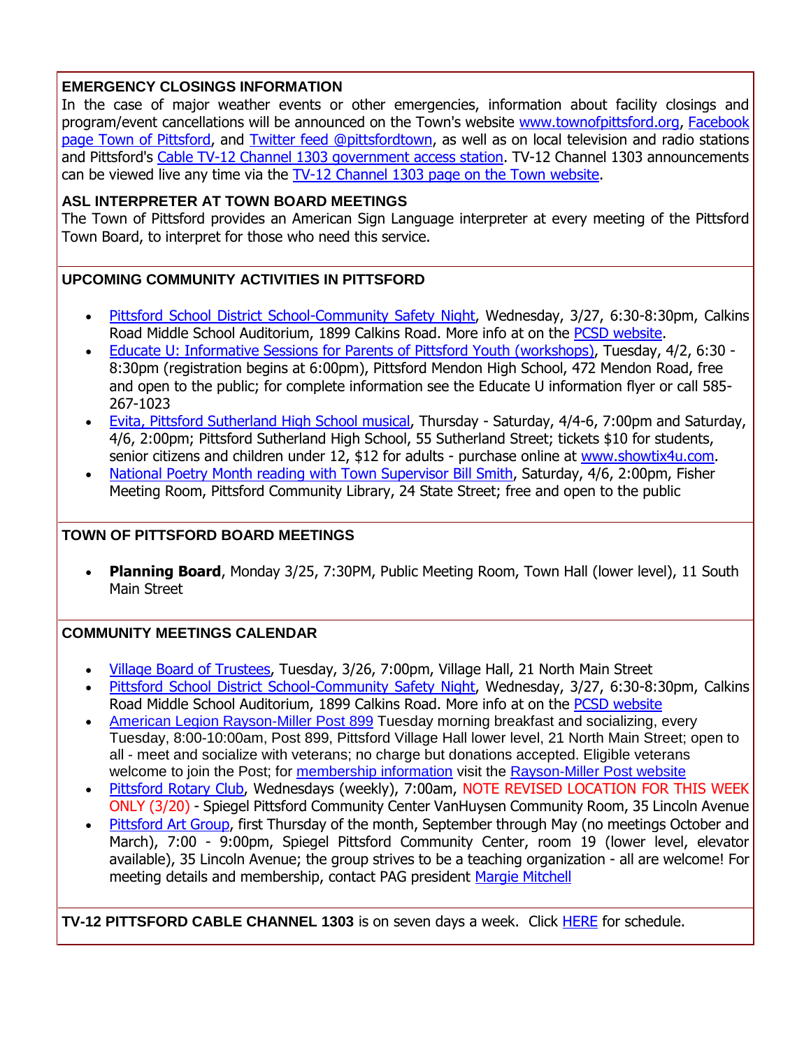## EMERGENCY CLOSINGS INFORMATION

In the case of major weather events or other emergencies, information about facility closings and program/event cancellations will be announced on the Town's website www.townofpittsford.org, Facebook page Town of Pittsford, and Twitter feed @pittsfordtown, as well as on local television and radio stations and Pittsford's Cable TV-12 Channel 1303 government access station. TV-12 Channel 1303 announcements can be viewed live any time via the TV-12 Channel 1303 page on the Town website.

## ASL INTERPRETER AT TOWN BOARD MEETINGS

The Town of Pittsford provides an American Sign Language interpreter at every meeting of the Pittsford Town Board, to interpret for those who need this service.

## UPCOMING COMMUNITY ACTIVITIES IN PITTSFORD

- Pittsford School District School-Community Safety Night, Wednesday, 3/27, 6:30-8:30pm, Calkins Road Middle School Auditorium, 1899 Calkins Road. More info at on the PCSD website.
- Educate U: Informative Sessions for Parents of Pittsford Youth (workshops), Tuesday, 4/2, 6:30 - 8:30pm (registration begins at 6:00pm), Pittsford Mendon High School, 472 Mendon Road, free and open to the public; for complete information see the Educate U information flyer or call 585-267-1023
- Evita, Pittsford Sutherland High School musical, Thursday - Saturday, 4/4-6, 7:00pm and Saturday, 4/6, 2:00pm; Pittsford Sutherland High School, 55 Sutherland Street; tickets $10 for students, senior citizens and children under 12, $12 for adults - purchase online at www.showtix4u.com.
- National Poetry Month reading with Town Supervisor Bill Smith, Saturday, 4/6, 2:00pm, Fisher Meeting Room, Pittsford Community Library, 24 State Street; free and open to the public

## TOWN OF PITTSFORD BOARD MEETINGS

- **Planning Board**, Monday 3/25, 7:30PM, Public Meeting Room, Town Hall (lower level), 11 South Main Street

## COMMUNITY MEETINGS CALENDAR

- Village Board of Trustees, Tuesday, 3/26, 7:00pm, Village Hall, 21 North Main Street
- Pittsford School District School-Community Safety Night, Wednesday, 3/27, 6:30-8:30pm, Calkins Road Middle School Auditorium, 1899 Calkins Road. More info at on the PCSD website
- American Legion Rayson-Miller Post 899 Tuesday morning breakfast and socializing, every Tuesday, 8:00-10:00am, Post 899, Pittsford Village Hall lower level, 21 North Main Street; open to all - meet and socialize with veterans; no charge but donations accepted. Eligible veterans welcome to join the Post; for membership information visit the Rayson-Miller Post website
- Pittsford Rotary Club, Wednesdays (weekly), 7:00am, NOTE REVISED LOCATION FOR THIS WEEK ONLY (3/20) - Spiegel Pittsford Community Center VanHuysen Community Room, 35 Lincoln Avenue
- Pittsford Art Group, first Thursday of the month, September through May (no meetings October and March), 7:00 - 9:00pm, Spiegel Pittsford Community Center, room 19 (lower level, elevator available), 35 Lincoln Avenue; the group strives to be a teaching organization - all are welcome! For meeting details and membership, contact PAG president Margie Mitchell

**TV-12 PITTSFORD CABLE CHANNEL 1303** is on seven days a week. Click HERE for schedule.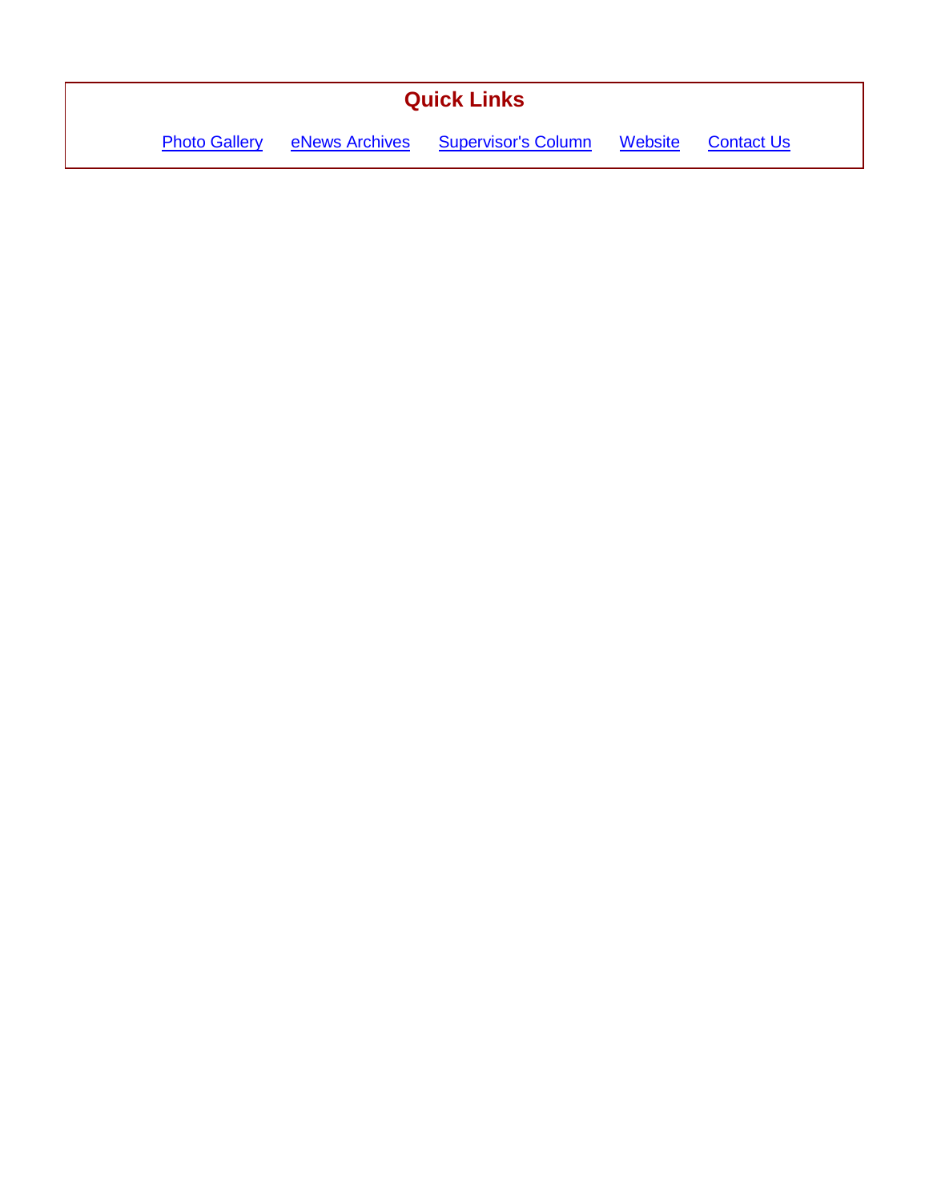## Quick Links

Photo Gallery     eNews Archives     Supervisor's Column     Website     Contact Us